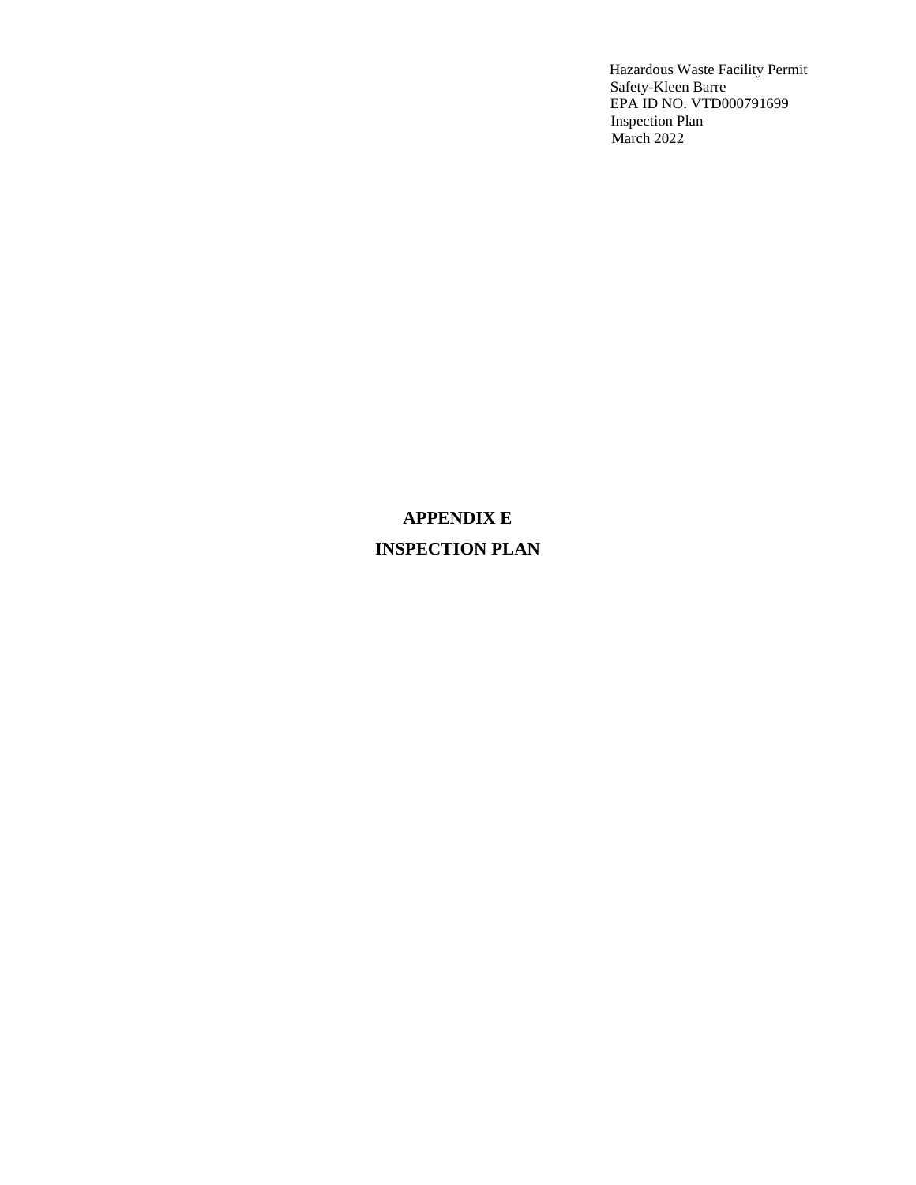Hazardous Waste Facility Permit
Safety-Kleen Barre
EPA ID NO. VTD000791699
Inspection Plan
March 2022

# APPENDIX E

# INSPECTION PLAN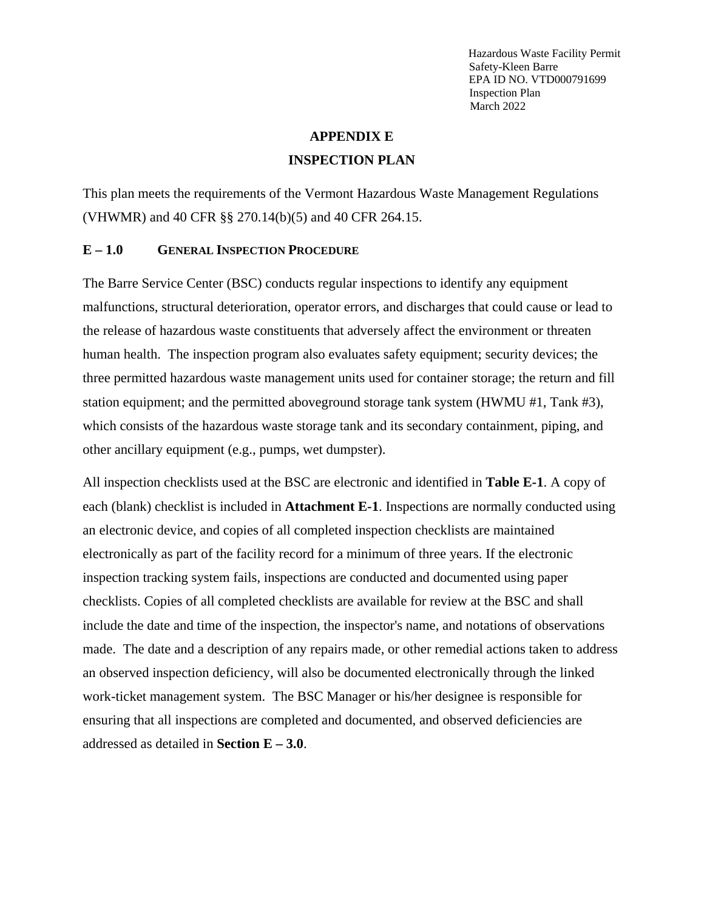# APPENDIX E

# INSPECTION PLAN

This plan meets the requirements of the Vermont Hazardous Waste Management Regulations (VHWMR) and 40 CFR §§ 270.14(b)(5) and 40 CFR 264.15.

## E – 1.0 GENERAL INSPECTION PROCEDURE

The Barre Service Center (BSC) conducts regular inspections to identify any equipment malfunctions, structural deterioration, operator errors, and discharges that could cause or lead to the release of hazardous waste constituents that adversely affect the environment or threaten human health. The inspection program also evaluates safety equipment; security devices; the three permitted hazardous waste management units used for container storage; the return and fill station equipment; and the permitted aboveground storage tank system (HWMU #1, Tank #3), which consists of the hazardous waste storage tank and its secondary containment, piping, and other ancillary equipment (e.g., pumps, wet dumpster).

All inspection checklists used at the BSC are electronic and identified in **Table E-1**. A copy of each (blank) checklist is included in **Attachment E-1**. Inspections are normally conducted using an electronic device, and copies of all completed inspection checklists are maintained electronically as part of the facility record for a minimum of three years. If the electronic inspection tracking system fails, inspections are conducted and documented using paper checklists. Copies of all completed checklists are available for review at the BSC and shall include the date and time of the inspection, the inspector's name, and notations of observations made. The date and a description of any repairs made, or other remedial actions taken to address an observed inspection deficiency, will also be documented electronically through the linked work-ticket management system. The BSC Manager or his/her designee is responsible for ensuring that all inspections are completed and documented, and observed deficiencies are addressed as detailed in **Section E – 3.0**.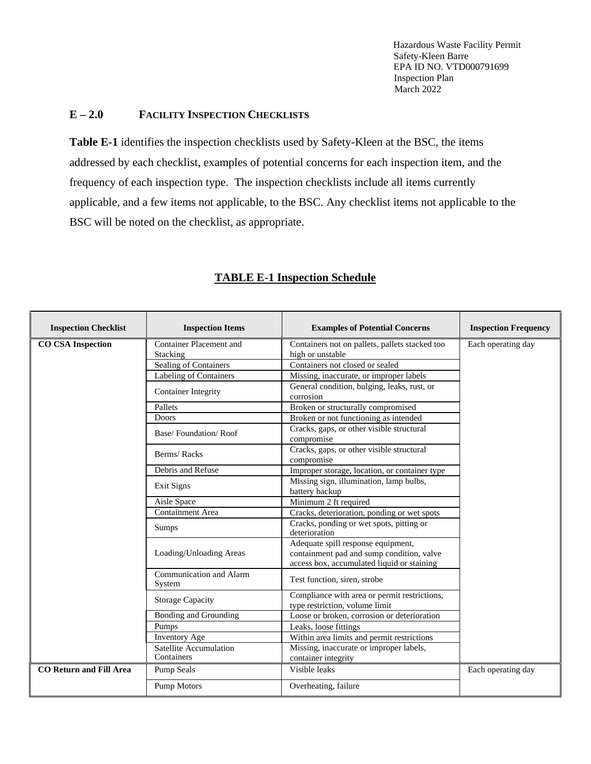## E – 2.0 FACILITY INSPECTION CHECKLISTS

**Table E-1** identifies the inspection checklists used by Safety-Kleen at the BSC, the items addressed by each checklist, examples of potential concerns for each inspection item, and the frequency of each inspection type. The inspection checklists include all items currently applicable, and a few items not applicable, to the BSC. Any checklist items not applicable to the BSC will be noted on the checklist, as appropriate.

**TABLE E-1 Inspection Schedule**

| Inspection Checklist | Inspection Items | Examples of Potential Concerns | Inspection Frequency |
|---|---|---|---|
| **CO CSA Inspection** | Container Placement and Stacking | Containers not on pallets, pallets stacked too high or unstable | Each operating day |
| | Sealing of Containers | Containers not closed or sealed | |
| | Labeling of Containers | Missing, inaccurate, or improper labels | |
| | Container Integrity | General condition, bulging, leaks, rust, or corrosion | |
| | Pallets | Broken or structurally compromised | |
| | Doors | Broken or not functioning as intended | |
| | Base/ Foundation/ Roof | Cracks, gaps, or other visible structural compromise | |
| | Berms/ Racks | Cracks, gaps, or other visible structural compromise | |
| | Debris and Refuse | Improper storage, location, or container type | |
| | Exit Signs | Missing sign, illumination, lamp bulbs, battery backup | |
| | Aisle Space | Minimum 2 ft required | |
| | Containment Area | Cracks, deterioration, ponding or wet spots | |
| | Sumps | Cracks, ponding or wet spots, pitting or deterioration | |
| | Loading/Unloading Areas | Adequate spill response equipment, containment pad and sump condition, valve access box, accumulated liquid or staining | |
| | Communication and Alarm System | Test function, siren, strobe | |
| | Storage Capacity | Compliance with area or permit restrictions, type restriction, volume limit | |
| | Bonding and Grounding | Loose or broken, corrosion or deterioration | |
| | Pumps | Leaks, loose fittings | |
| | Inventory Age | Within area limits and permit restrictions | |
| | Satellite Accumulation Containers | Missing, inaccurate or improper labels, container integrity | |
| **CO Return and Fill Area** | Pump Seals | Visible leaks | Each operating day |
| | Pump Motors | Overheating, failure | |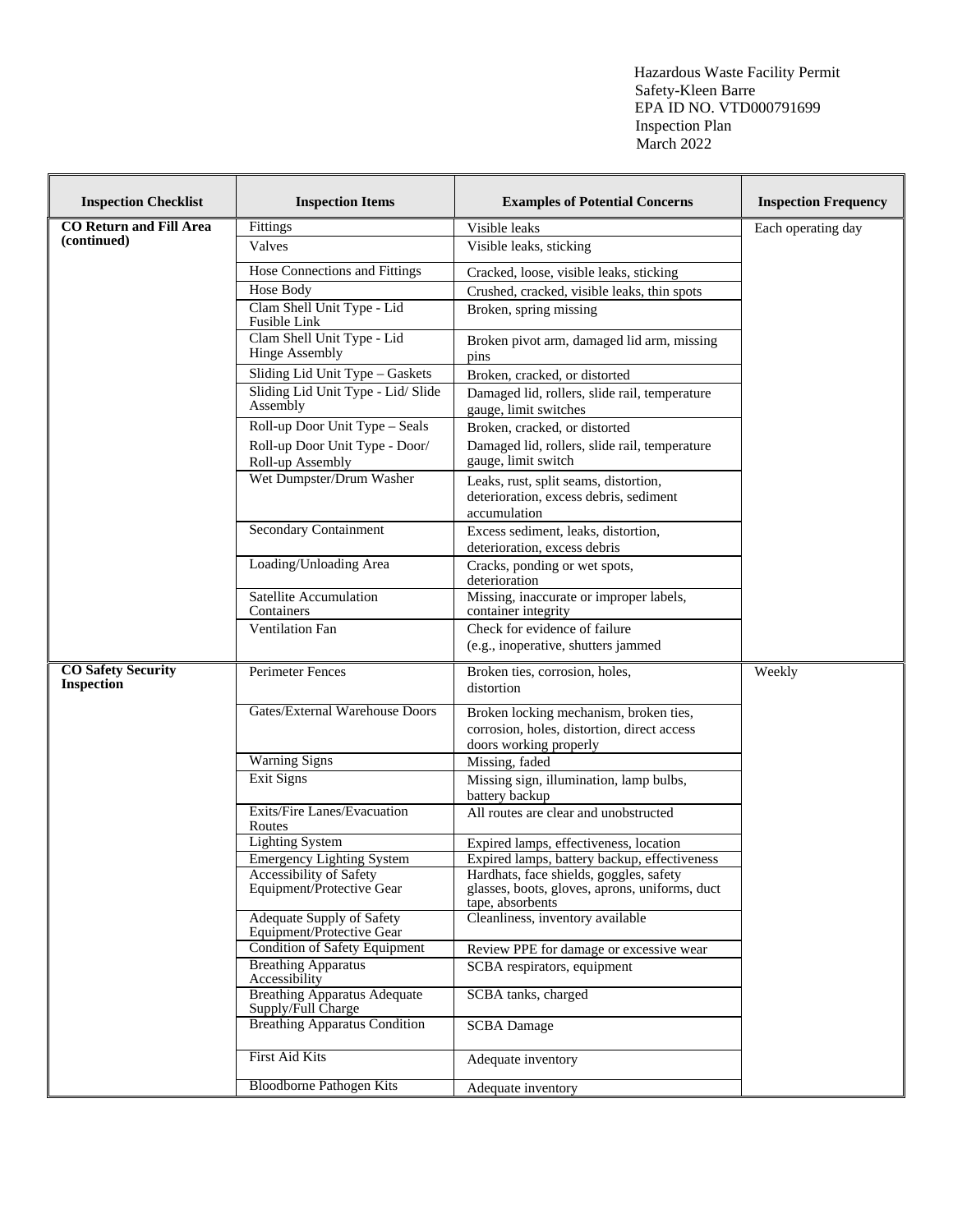| Inspection Checklist | Inspection Items | Examples of Potential Concerns | Inspection Frequency |
|---|---|---|---|
| **CO Return and Fill Area (continued)** | Fittings | Visible leaks | Each operating day |
| | Valves | Visible leaks, sticking | |
| | Hose Connections and Fittings | Cracked, loose, visible leaks, sticking | |
| | Hose Body | Crushed, cracked, visible leaks, thin spots | |
| | Clam Shell Unit Type - Lid Fusible Link | Broken, spring missing | |
| | Clam Shell Unit Type - Lid Hinge Assembly | Broken pivot arm, damaged lid arm, missing pins | |
| | Sliding Lid Unit Type – Gaskets | Broken, cracked, or distorted | |
| | Sliding Lid Unit Type - Lid/ Slide Assembly | Damaged lid, rollers, slide rail, temperature gauge, limit switches | |
| | Roll-up Door Unit Type – Seals | Broken, cracked, or distorted | |
| | Roll-up Door Unit Type - Door/ Roll-up Assembly | Damaged lid, rollers, slide rail, temperature gauge, limit switch | |
| | Wet Dumpster/Drum Washer | Leaks, rust, split seams, distortion, deterioration, excess debris, sediment accumulation | |
| | Secondary Containment | Excess sediment, leaks, distortion, deterioration, excess debris | |
| | Loading/Unloading Area | Cracks, ponding or wet spots, deterioration | |
| | Satellite Accumulation Containers | Missing, inaccurate or improper labels, container integrity | |
| | Ventilation Fan | Check for evidence of failure (e.g., inoperative, shutters jammed | |
| **CO Safety Security Inspection** | Perimeter Fences | Broken ties, corrosion, holes, distortion | Weekly |
| | Gates/External Warehouse Doors | Broken locking mechanism, broken ties, corrosion, holes, distortion, direct access doors working properly | |
| | Warning Signs | Missing, faded | |
| | Exit Signs | Missing sign, illumination, lamp bulbs, battery backup | |
| | Exits/Fire Lanes/Evacuation Routes | All routes are clear and unobstructed | |
| | Lighting System | Expired lamps, effectiveness, location | |
| | Emergency Lighting System | Expired lamps, battery backup, effectiveness | |
| | Accessibility of Safety Equipment/Protective Gear | Hardhats, face shields, goggles, safety glasses, boots, gloves, aprons, uniforms, duct tape, absorbents | |
| | Adequate Supply of Safety Equipment/Protective Gear | Cleanliness, inventory available | |
| | Condition of Safety Equipment | Review PPE for damage or excessive wear | |
| | Breathing Apparatus Accessibility | SCBA respirators, equipment | |
| | Breathing Apparatus Adequate Supply/Full Charge | SCBA tanks, charged | |
| | Breathing Apparatus Condition | SCBA Damage | |
| | First Aid Kits | Adequate inventory | |
| | Bloodborne Pathogen Kits | Adequate inventory | |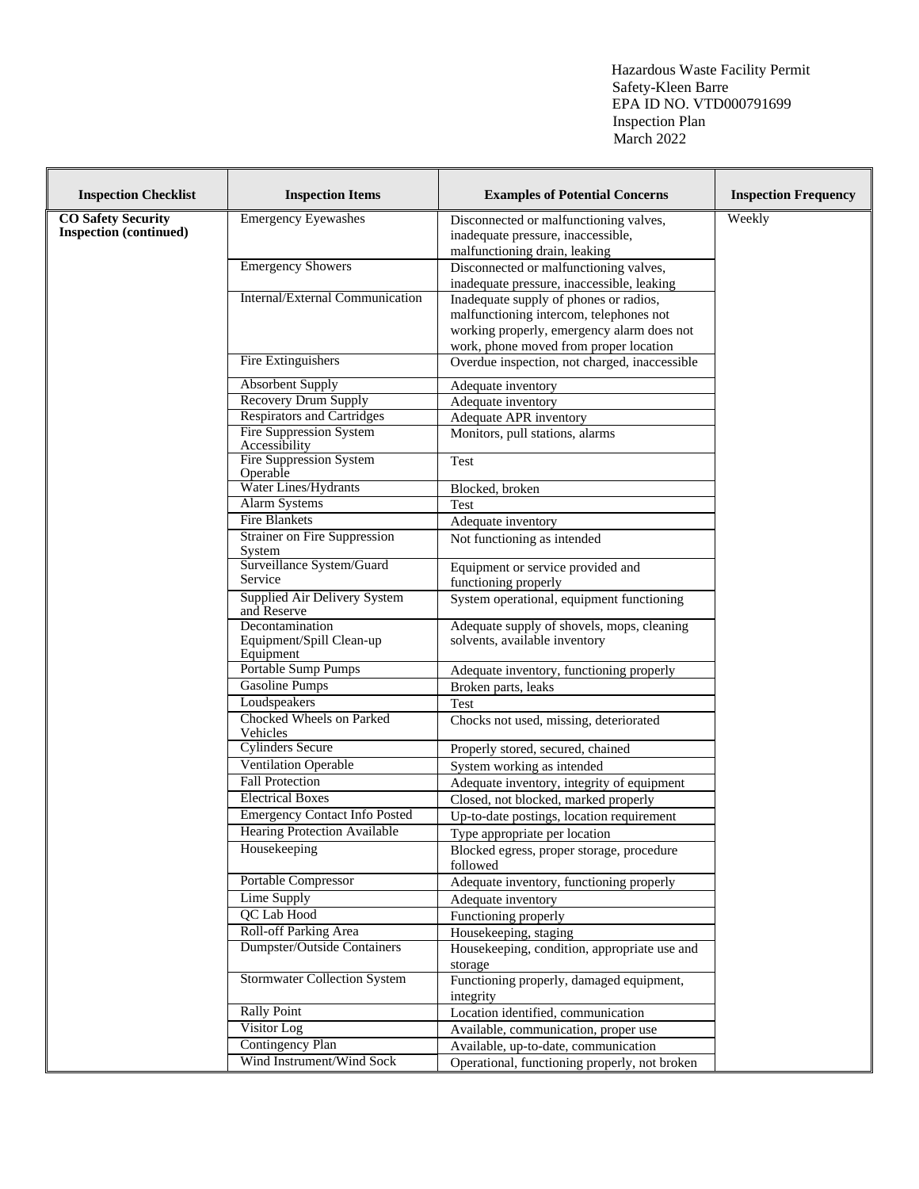| Inspection Checklist | Inspection Items | Examples of Potential Concerns | Inspection Frequency |
|---|---|---|---|
| **CO Safety Security Inspection (continued)** | Emergency Eyewashes | Disconnected or malfunctioning valves, inadequate pressure, inaccessible, malfunctioning drain, leaking | Weekly |
| | Emergency Showers | Disconnected or malfunctioning valves, inadequate pressure, inaccessible, leaking | |
| | Internal/External Communication | Inadequate supply of phones or radios, malfunctioning intercom, telephones not working properly, emergency alarm does not work, phone moved from proper location | |
| | Fire Extinguishers | Overdue inspection, not charged, inaccessible | |
| | Absorbent Supply | Adequate inventory | |
| | Recovery Drum Supply | Adequate inventory | |
| | Respirators and Cartridges | Adequate APR inventory | |
| | Fire Suppression System Accessibility | Monitors, pull stations, alarms | |
| | Fire Suppression System Operable | Test | |
| | Water Lines/Hydrants | Blocked, broken | |
| | Alarm Systems | Test | |
| | Fire Blankets | Adequate inventory | |
| | Strainer on Fire Suppression System | Not functioning as intended | |
| | Surveillance System/Guard Service | Equipment or service provided and functioning properly | |
| | Supplied Air Delivery System and Reserve | System operational, equipment functioning | |
| | Decontamination Equipment/Spill Clean-up Equipment | Adequate supply of shovels, mops, cleaning solvents, available inventory | |
| | Portable Sump Pumps | Adequate inventory, functioning properly | |
| | Gasoline Pumps | Broken parts, leaks | |
| | Loudspeakers | Test | |
| | Chocked Wheels on Parked Vehicles | Chocks not used, missing, deteriorated | |
| | Cylinders Secure | Properly stored, secured, chained | |
| | Ventilation Operable | System working as intended | |
| | Fall Protection | Adequate inventory, integrity of equipment | |
| | Electrical Boxes | Closed, not blocked, marked properly | |
| | Emergency Contact Info Posted | Up-to-date postings, location requirement | |
| | Hearing Protection Available | Type appropriate per location | |
| | Housekeeping | Blocked egress, proper storage, procedure followed | |
| | Portable Compressor | Adequate inventory, functioning properly | |
| | Lime Supply | Adequate inventory | |
| | QC Lab Hood | Functioning properly | |
| | Roll-off Parking Area | Housekeeping, staging | |
| | Dumpster/Outside Containers | Housekeeping, condition, appropriate use and storage | |
| | Stormwater Collection System | Functioning properly, damaged equipment, integrity | |
| | Rally Point | Location identified, communication | |
| | Visitor Log | Available, communication, proper use | |
| | Contingency Plan | Available, up-to-date, communication | |
| | Wind Instrument/Wind Sock | Operational, functioning properly, not broken | |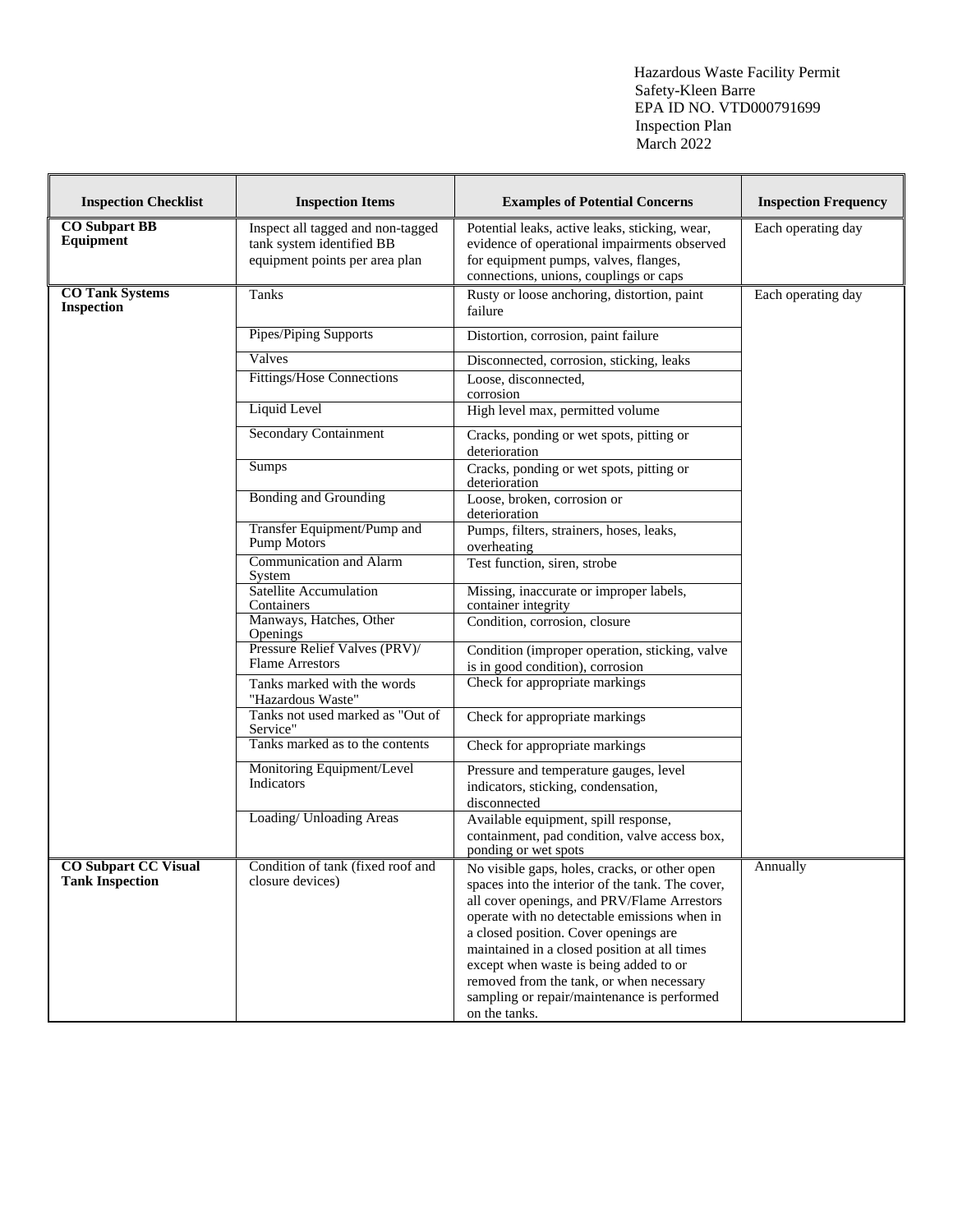| Inspection Checklist | Inspection Items | Examples of Potential Concerns | Inspection Frequency |
|---|---|---|---|
| **CO Subpart BB Equipment** | Inspect all tagged and non-tagged tank system identified BB equipment points per area plan | Potential leaks, active leaks, sticking, wear, evidence of operational impairments observed for equipment pumps, valves, flanges, connections, unions, couplings or caps | Each operating day |
| **CO Tank Systems Inspection** | Tanks | Rusty or loose anchoring, distortion, paint failure | Each operating day |
| | Pipes/Piping Supports | Distortion, corrosion, paint failure | |
| | Valves | Disconnected, corrosion, sticking, leaks | |
| | Fittings/Hose Connections | Loose, disconnected, corrosion | |
| | Liquid Level | High level max, permitted volume | |
| | Secondary Containment | Cracks, ponding or wet spots, pitting or deterioration | |
| | Sumps | Cracks, ponding or wet spots, pitting or deterioration | |
| | Bonding and Grounding | Loose, broken, corrosion or deterioration | |
| | Transfer Equipment/Pump and Pump Motors | Pumps, filters, strainers, hoses, leaks, overheating | |
| | Communication and Alarm System | Test function, siren, strobe | |
| | Satellite Accumulation Containers | Missing, inaccurate or improper labels, container integrity | |
| | Manways, Hatches, Other Openings | Condition, corrosion, closure | |
| | Pressure Relief Valves (PRV)/ Flame Arrestors | Condition (improper operation, sticking, valve is in good condition), corrosion | |
| | Tanks marked with the words "Hazardous Waste" | Check for appropriate markings | |
| | Tanks not used marked as "Out of Service" | Check for appropriate markings | |
| | Tanks marked as to the contents | Check for appropriate markings | |
| | Monitoring Equipment/Level Indicators | Pressure and temperature gauges, level indicators, sticking, condensation, disconnected | |
| | Loading/ Unloading Areas | Available equipment, spill response, containment, pad condition, valve access box, ponding or wet spots | |
| **CO Subpart CC Visual Tank Inspection** | Condition of tank (fixed roof and closure devices) | No visible gaps, holes, cracks, or other open spaces into the interior of the tank. The cover, all cover openings, and PRV/Flame Arrestors operate with no detectable emissions when in a closed position. Cover openings are maintained in a closed position at all times except when waste is being added to or removed from the tank, or when necessary sampling or repair/maintenance is performed on the tanks. | Annually |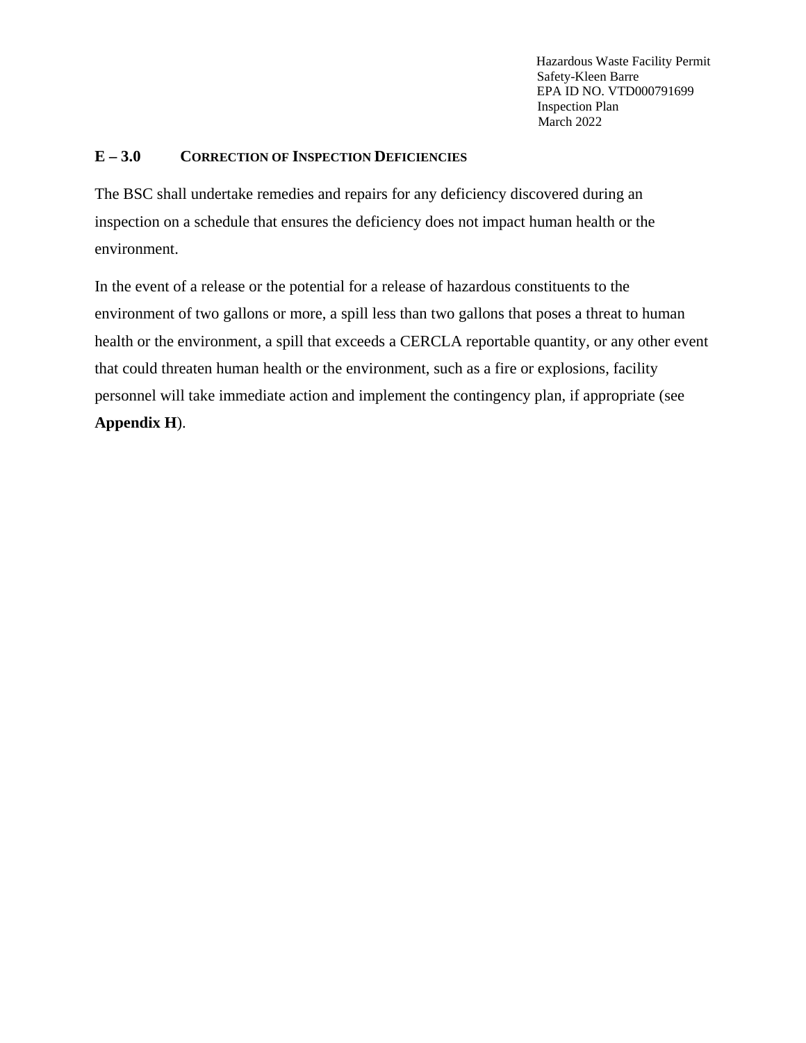## E – 3.0 CORRECTION OF INSPECTION DEFICIENCIES

The BSC shall undertake remedies and repairs for any deficiency discovered during an inspection on a schedule that ensures the deficiency does not impact human health or the environment.

In the event of a release or the potential for a release of hazardous constituents to the environment of two gallons or more, a spill less than two gallons that poses a threat to human health or the environment, a spill that exceeds a CERCLA reportable quantity, or any other event that could threaten human health or the environment, such as a fire or explosions, facility personnel will take immediate action and implement the contingency plan, if appropriate (see **Appendix H**).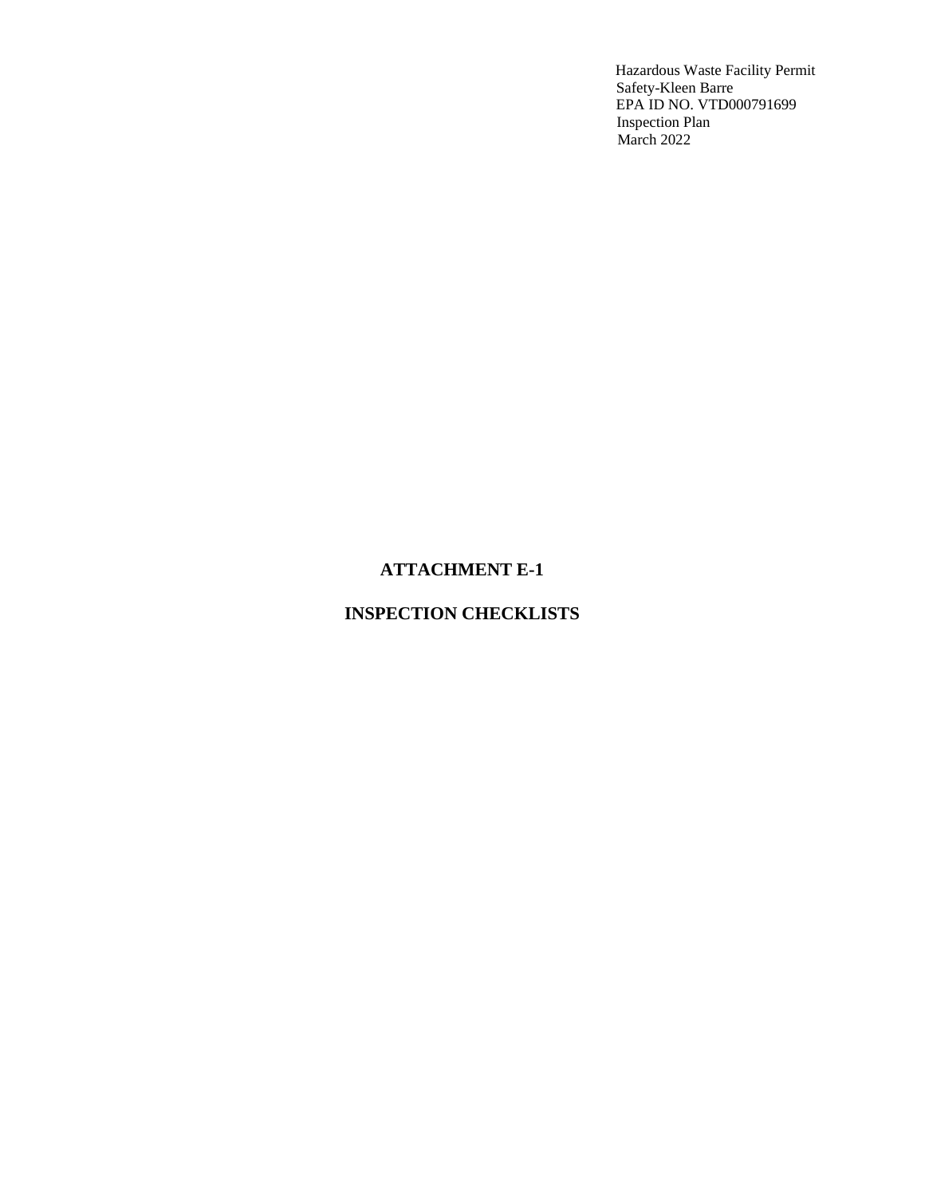# ATTACHMENT E-1

# INSPECTION CHECKLISTS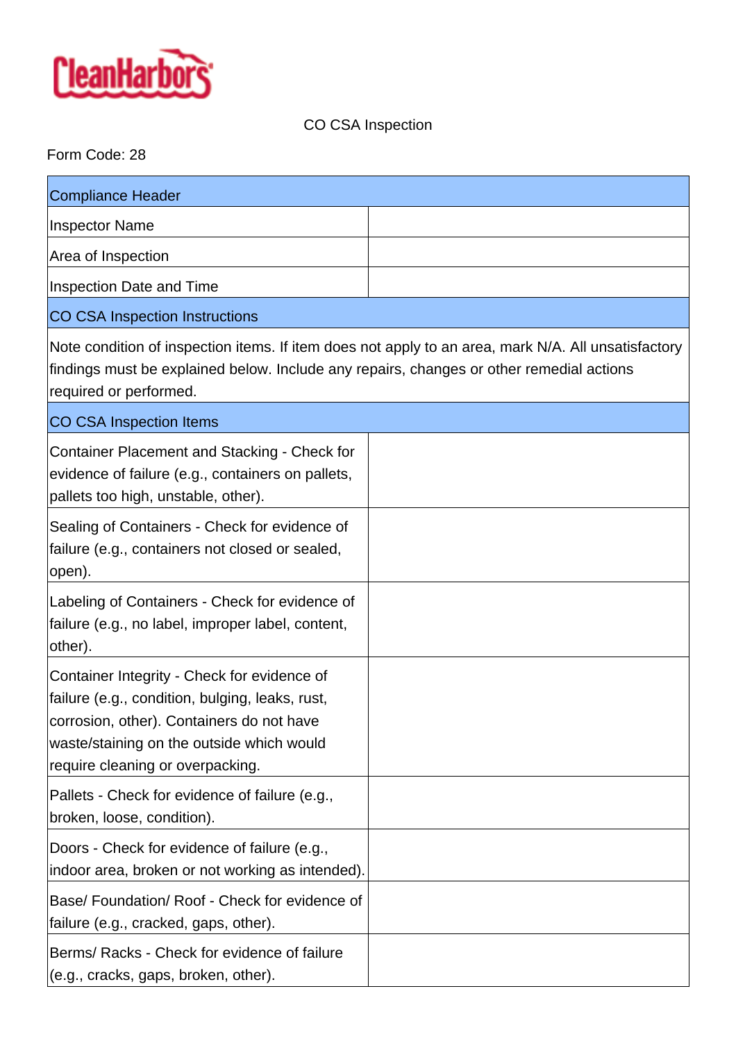CleanHarbors

CO CSA Inspection

Form Code: 28

| Compliance Header | |
|---|---|
| Inspector Name | |
| Area of Inspection | |
| Inspection Date and Time | |
| **CO CSA Inspection Instructions** | |
| Note condition of inspection items. If item does not apply to an area, mark N/A. All unsatisfactory findings must be explained below. Include any repairs, changes or other remedial actions required or performed. | |
| **CO CSA Inspection Items** | |
| Container Placement and Stacking - Check for evidence of failure (e.g., containers on pallets, pallets too high, unstable, other). | |
| Sealing of Containers - Check for evidence of failure (e.g., containers not closed or sealed, open). | |
| Labeling of Containers - Check for evidence of failure (e.g., no label, improper label, content, other). | |
| Container Integrity - Check for evidence of failure (e.g., condition, bulging, leaks, rust, corrosion, other). Containers do not have waste/staining on the outside which would require cleaning or overpacking. | |
| Pallets - Check for evidence of failure (e.g., broken, loose, condition). | |
| Doors - Check for evidence of failure (e.g., indoor area, broken or not working as intended). | |
| Base/ Foundation/ Roof - Check for evidence of failure (e.g., cracked, gaps, other). | |
| Berms/ Racks - Check for evidence of failure (e.g., cracks, gaps, broken, other). | |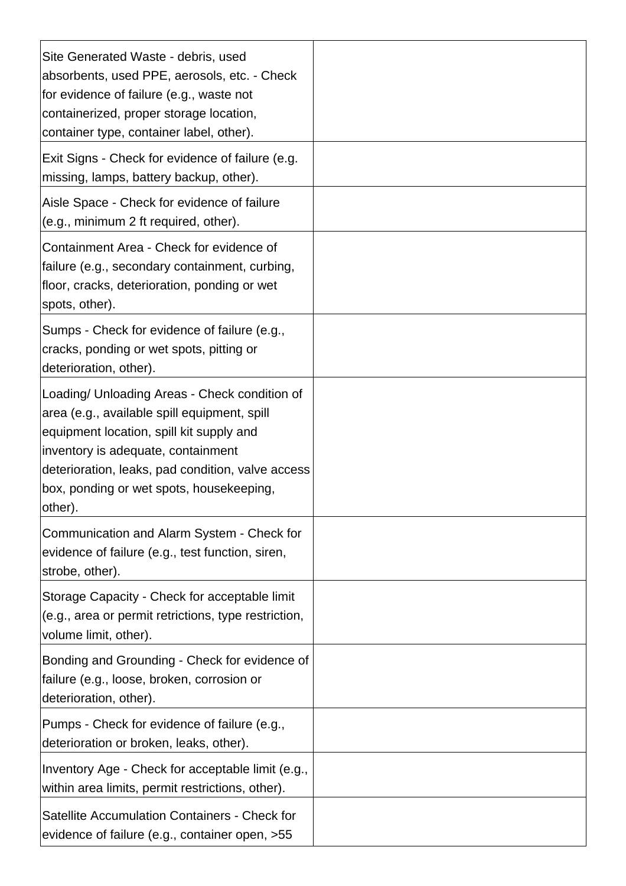| | |
|---|---|
| Site Generated Waste - debris, used absorbents, used PPE, aerosols, etc. - Check for evidence of failure (e.g., waste not containerized, proper storage location, container type, container label, other). | |
| Exit Signs - Check for evidence of failure (e.g. missing, lamps, battery backup, other). | |
| Aisle Space - Check for evidence of failure (e.g., minimum 2 ft required, other). | |
| Containment Area - Check for evidence of failure (e.g., secondary containment, curbing, floor, cracks, deterioration, ponding or wet spots, other). | |
| Sumps - Check for evidence of failure (e.g., cracks, ponding or wet spots, pitting or deterioration, other). | |
| Loading/ Unloading Areas - Check condition of area (e.g., available spill equipment, spill equipment location, spill kit supply and inventory is adequate, containment deterioration, leaks, pad condition, valve access box, ponding or wet spots, housekeeping, other). | |
| Communication and Alarm System - Check for evidence of failure (e.g., test function, siren, strobe, other). | |
| Storage Capacity - Check for acceptable limit (e.g., area or permit retrictions, type restriction, volume limit, other). | |
| Bonding and Grounding - Check for evidence of failure (e.g., loose, broken, corrosion or deterioration, other). | |
| Pumps - Check for evidence of failure (e.g., deterioration or broken, leaks, other). | |
| Inventory Age - Check for acceptable limit (e.g., within area limits, permit restrictions, other). | |
| Satellite Accumulation Containers - Check for evidence of failure (e.g., container open, >55 | |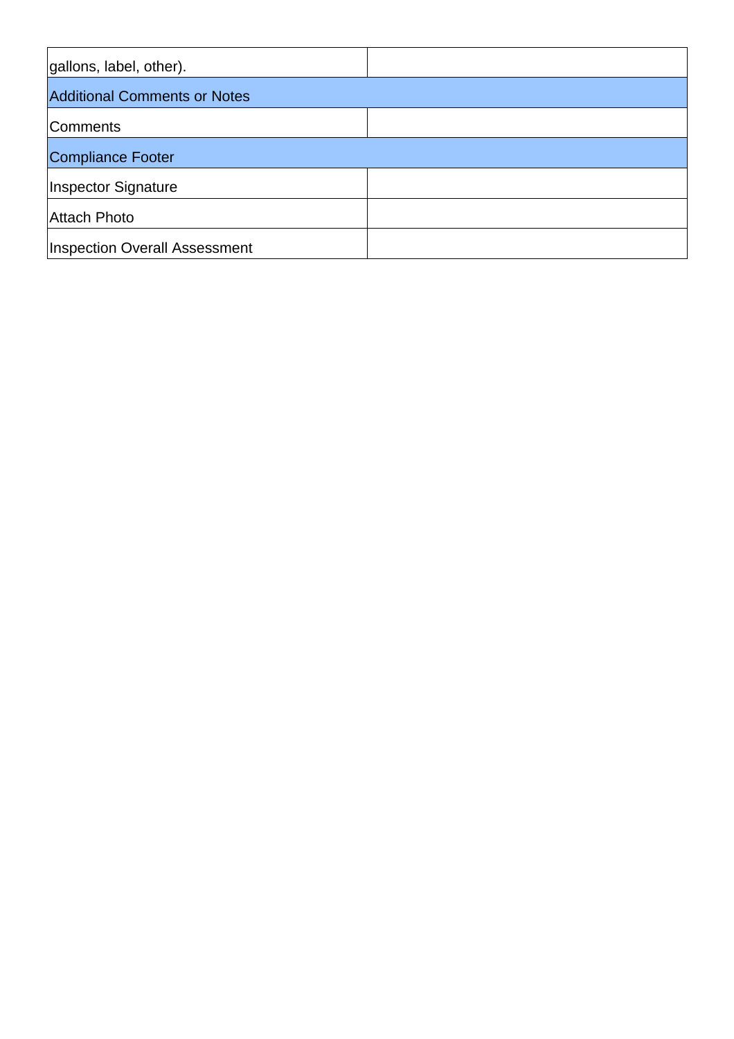| gallons, label, other). | |
|---|---|
| Additional Comments or Notes | |
| Comments | |
| Compliance Footer | |
| Inspector Signature | |
| Attach Photo | |
| Inspection Overall Assessment | |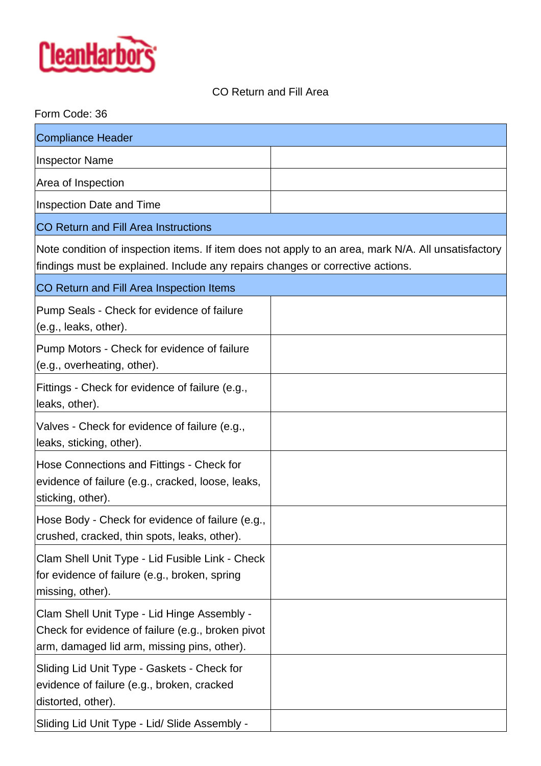CleanHarbors

CO Return and Fill Area

Form Code: 36

| Compliance Header | |
|---|---|
| Inspector Name | |
| Area of Inspection | |
| Inspection Date and Time | |
| **CO Return and Fill Area Instructions** | |
| Note condition of inspection items. If item does not apply to an area, mark N/A. All unsatisfactory findings must be explained. Include any repairs changes or corrective actions. | |
| **CO Return and Fill Area Inspection Items** | |
| Pump Seals - Check for evidence of failure (e.g., leaks, other). | |
| Pump Motors - Check for evidence of failure (e.g., overheating, other). | |
| Fittings - Check for evidence of failure (e.g., leaks, other). | |
| Valves - Check for evidence of failure (e.g., leaks, sticking, other). | |
| Hose Connections and Fittings - Check for evidence of failure (e.g., cracked, loose, leaks, sticking, other). | |
| Hose Body - Check for evidence of failure (e.g., crushed, cracked, thin spots, leaks, other). | |
| Clam Shell Unit Type - Lid Fusible Link - Check for evidence of failure (e.g., broken, spring missing, other). | |
| Clam Shell Unit Type - Lid Hinge Assembly - Check for evidence of failure (e.g., broken pivot arm, damaged lid arm, missing pins, other). | |
| Sliding Lid Unit Type - Gaskets - Check for evidence of failure (e.g., broken, cracked distorted, other). | |
| Sliding Lid Unit Type - Lid/ Slide Assembly - | |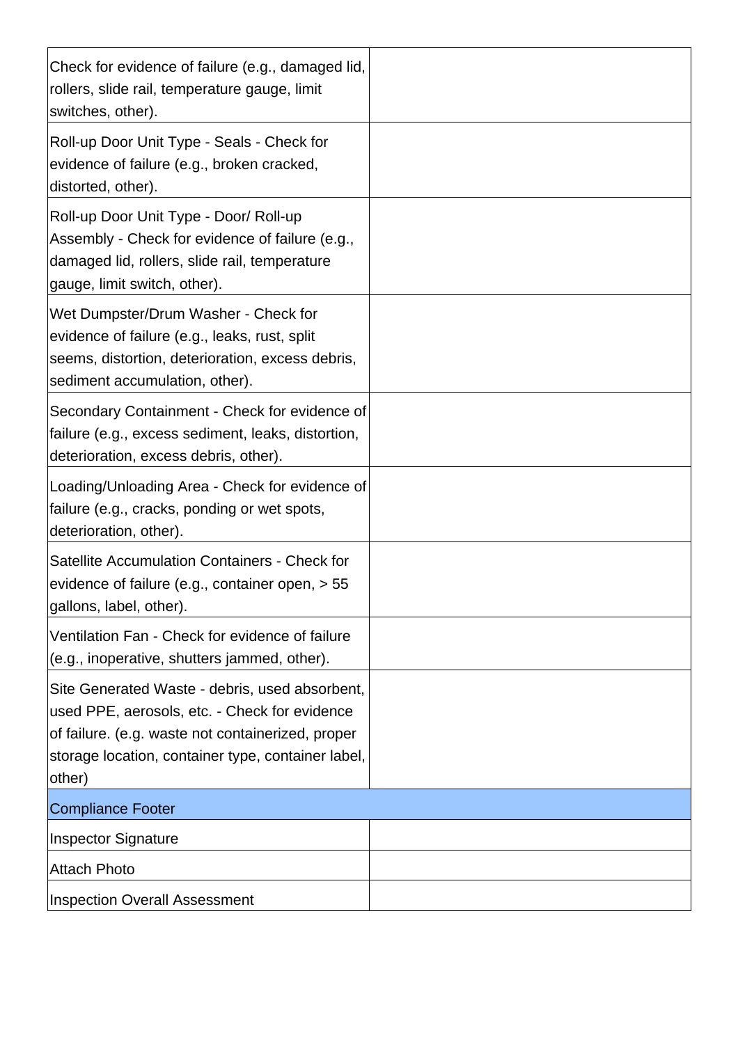| | |
|---|---|
| Check for evidence of failure (e.g., damaged lid, rollers, slide rail, temperature gauge, limit switches, other). | |
| Roll-up Door Unit Type - Seals - Check for evidence of failure (e.g., broken cracked, distorted, other). | |
| Roll-up Door Unit Type - Door/ Roll-up Assembly - Check for evidence of failure (e.g., damaged lid, rollers, slide rail, temperature gauge, limit switch, other). | |
| Wet Dumpster/Drum Washer - Check for evidence of failure (e.g., leaks, rust, split seems, distortion, deterioration, excess debris, sediment accumulation, other). | |
| Secondary Containment - Check for evidence of failure (e.g., excess sediment, leaks, distortion, deterioration, excess debris, other). | |
| Loading/Unloading Area - Check for evidence of failure (e.g., cracks, ponding or wet spots, deterioration, other). | |
| Satellite Accumulation Containers - Check for evidence of failure (e.g., container open, > 55 gallons, label, other). | |
| Ventilation Fan - Check for evidence of failure (e.g., inoperative, shutters jammed, other). | |
| Site Generated Waste - debris, used absorbent, used PPE, aerosols, etc. - Check for evidence of failure. (e.g. waste not containerized, proper storage location, container type, container label, other) | |
| **Compliance Footer** | |
| Inspector Signature | |
| Attach Photo | |
| Inspection Overall Assessment | |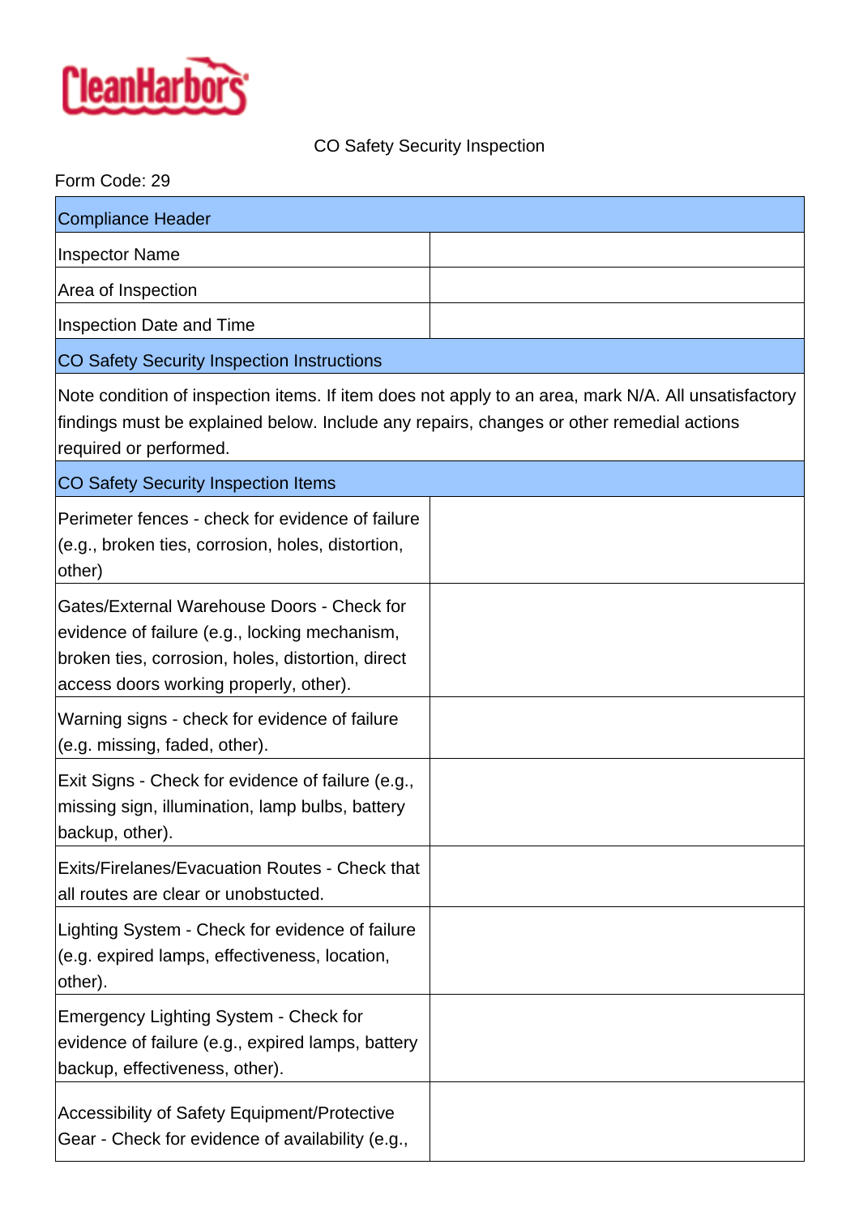CleanHarbors

CO Safety Security Inspection

Form Code: 29

| Compliance Header | |
|---|---|
| Inspector Name | |
| Area of Inspection | |
| Inspection Date and Time | |
| **CO Safety Security Inspection Instructions** | |
| Note condition of inspection items. If item does not apply to an area, mark N/A. All unsatisfactory findings must be explained below. Include any repairs, changes or other remedial actions required or performed. | |
| **CO Safety Security Inspection Items** | |
| Perimeter fences - check for evidence of failure (e.g., broken ties, corrosion, holes, distortion, other) | |
| Gates/External Warehouse Doors - Check for evidence of failure (e.g., locking mechanism, broken ties, corrosion, holes, distortion, direct access doors working properly, other). | |
| Warning signs - check for evidence of failure (e.g. missing, faded, other). | |
| Exit Signs - Check for evidence of failure (e.g., missing sign, illumination, lamp bulbs, battery backup, other). | |
| Exits/Firelanes/Evacuation Routes - Check that all routes are clear or unobstucted. | |
| Lighting System - Check for evidence of failure (e.g. expired lamps, effectiveness, location, other). | |
| Emergency Lighting System - Check for evidence of failure (e.g., expired lamps, battery backup, effectiveness, other). | |
| Accessibility of Safety Equipment/Protective Gear - Check for evidence of availability (e.g., | |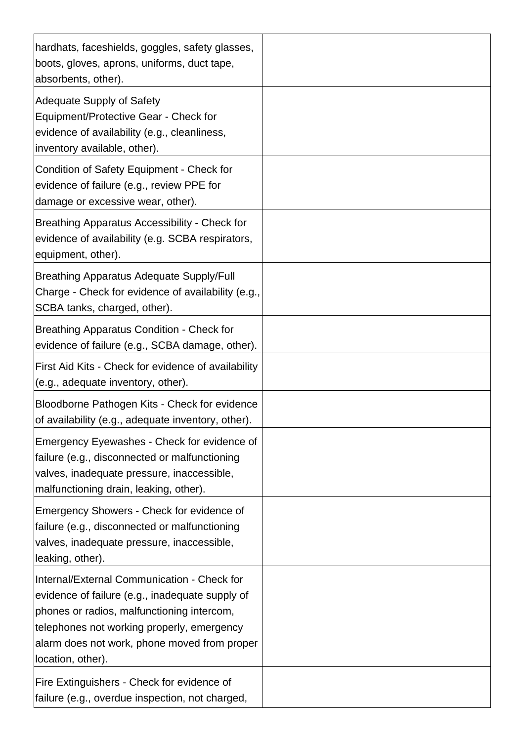| | |
|---|---|
| hardhats, faceshields, goggles, safety glasses, boots, gloves, aprons, uniforms, duct tape, absorbents, other). | |
| Adequate Supply of Safety Equipment/Protective Gear - Check for evidence of availability (e.g., cleanliness, inventory available, other). | |
| Condition of Safety Equipment - Check for evidence of failure (e.g., review PPE for damage or excessive wear, other). | |
| Breathing Apparatus Accessibility - Check for evidence of availability (e.g. SCBA respirators, equipment, other). | |
| Breathing Apparatus Adequate Supply/Full Charge - Check for evidence of availability (e.g., SCBA tanks, charged, other). | |
| Breathing Apparatus Condition - Check for evidence of failure (e.g., SCBA damage, other). | |
| First Aid Kits - Check for evidence of availability (e.g., adequate inventory, other). | |
| Bloodborne Pathogen Kits - Check for evidence of availability (e.g., adequate inventory, other). | |
| Emergency Eyewashes - Check for evidence of failure (e.g., disconnected or malfunctioning valves, inadequate pressure, inaccessible, malfunctioning drain, leaking, other). | |
| Emergency Showers - Check for evidence of failure (e.g., disconnected or malfunctioning valves, inadequate pressure, inaccessible, leaking, other). | |
| Internal/External Communication - Check for evidence of failure (e.g., inadequate supply of phones or radios, malfunctioning intercom, telephones not working properly, emergency alarm does not work, phone moved from proper location, other). | |
| Fire Extinguishers - Check for evidence of failure (e.g., overdue inspection, not charged, | |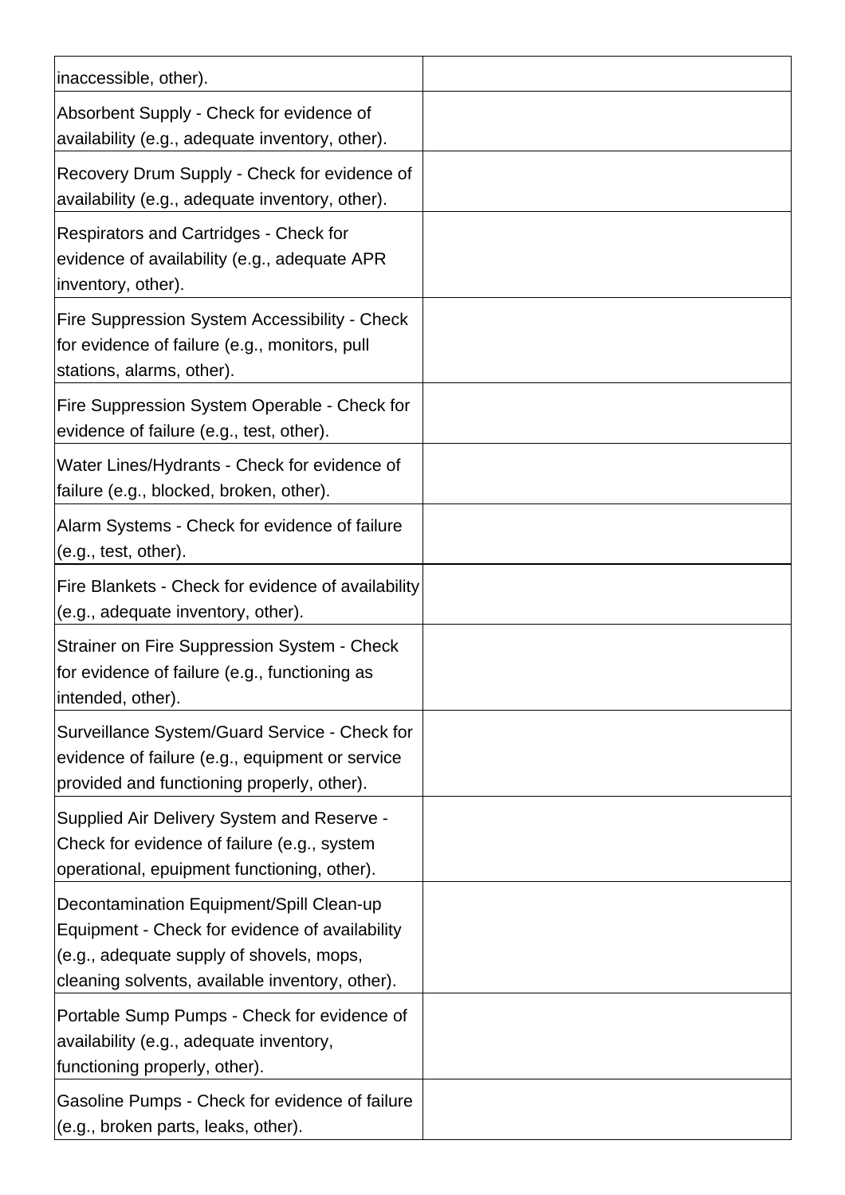| | |
|---|---|
| inaccessible, other). | |
| Absorbent Supply - Check for evidence of availability (e.g., adequate inventory, other). | |
| Recovery Drum Supply - Check for evidence of availability (e.g., adequate inventory, other). | |
| Respirators and Cartridges - Check for evidence of availability (e.g., adequate APR inventory, other). | |
| Fire Suppression System Accessibility - Check for evidence of failure (e.g., monitors, pull stations, alarms, other). | |
| Fire Suppression System Operable - Check for evidence of failure (e.g., test, other). | |
| Water Lines/Hydrants - Check for evidence of failure (e.g., blocked, broken, other). | |
| Alarm Systems - Check for evidence of failure (e.g., test, other). | |
| Fire Blankets - Check for evidence of availability (e.g., adequate inventory, other). | |
| Strainer on Fire Suppression System - Check for evidence of failure (e.g., functioning as intended, other). | |
| Surveillance System/Guard Service - Check for evidence of failure (e.g., equipment or service provided and functioning properly, other). | |
| Supplied Air Delivery System and Reserve - Check for evidence of failure (e.g., system operational, epuipment functioning, other). | |
| Decontamination Equipment/Spill Clean-up Equipment - Check for evidence of availability (e.g., adequate supply of shovels, mops, cleaning solvents, available inventory, other). | |
| Portable Sump Pumps - Check for evidence of availability (e.g., adequate inventory, functioning properly, other). | |
| Gasoline Pumps - Check for evidence of failure (e.g., broken parts, leaks, other). | |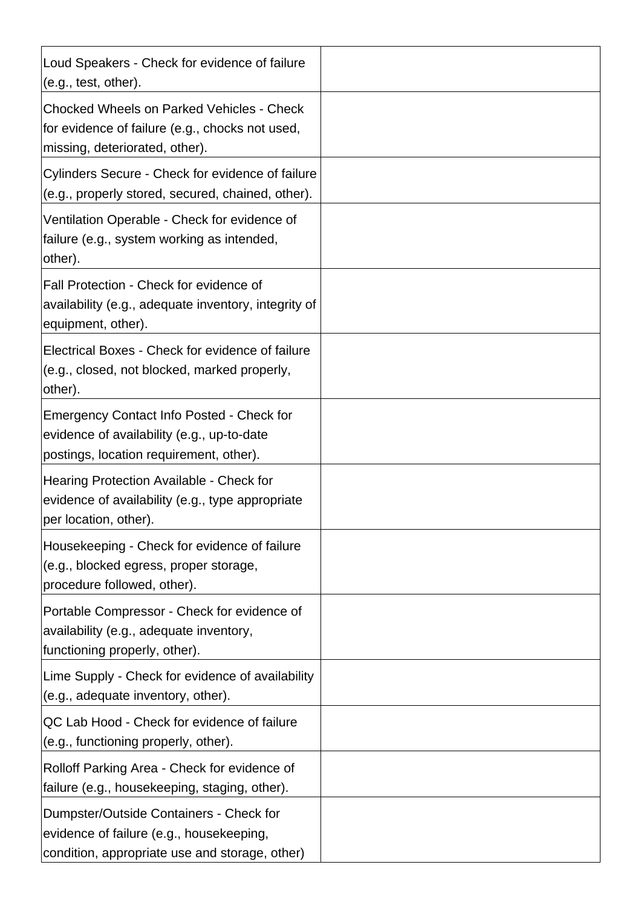| | |
|---|---|
| Loud Speakers - Check for evidence of failure (e.g., test, other). | |
| Chocked Wheels on Parked Vehicles - Check for evidence of failure (e.g., chocks not used, missing, deteriorated, other). | |
| Cylinders Secure - Check for evidence of failure (e.g., properly stored, secured, chained, other). | |
| Ventilation Operable - Check for evidence of failure (e.g., system working as intended, other). | |
| Fall Protection - Check for evidence of availability (e.g., adequate inventory, integrity of equipment, other). | |
| Electrical Boxes - Check for evidence of failure (e.g., closed, not blocked, marked properly, other). | |
| Emergency Contact Info Posted - Check for evidence of availability (e.g., up-to-date postings, location requirement, other). | |
| Hearing Protection Available - Check for evidence of availability (e.g., type appropriate per location, other). | |
| Housekeeping - Check for evidence of failure (e.g., blocked egress, proper storage, procedure followed, other). | |
| Portable Compressor - Check for evidence of availability (e.g., adequate inventory, functioning properly, other). | |
| Lime Supply - Check for evidence of availability (e.g., adequate inventory, other). | |
| QC Lab Hood - Check for evidence of failure (e.g., functioning properly, other). | |
| Rolloff Parking Area - Check for evidence of failure (e.g., housekeeping, staging, other). | |
| Dumpster/Outside Containers - Check for evidence of failure (e.g., housekeeping, condition, appropriate use and storage, other) | |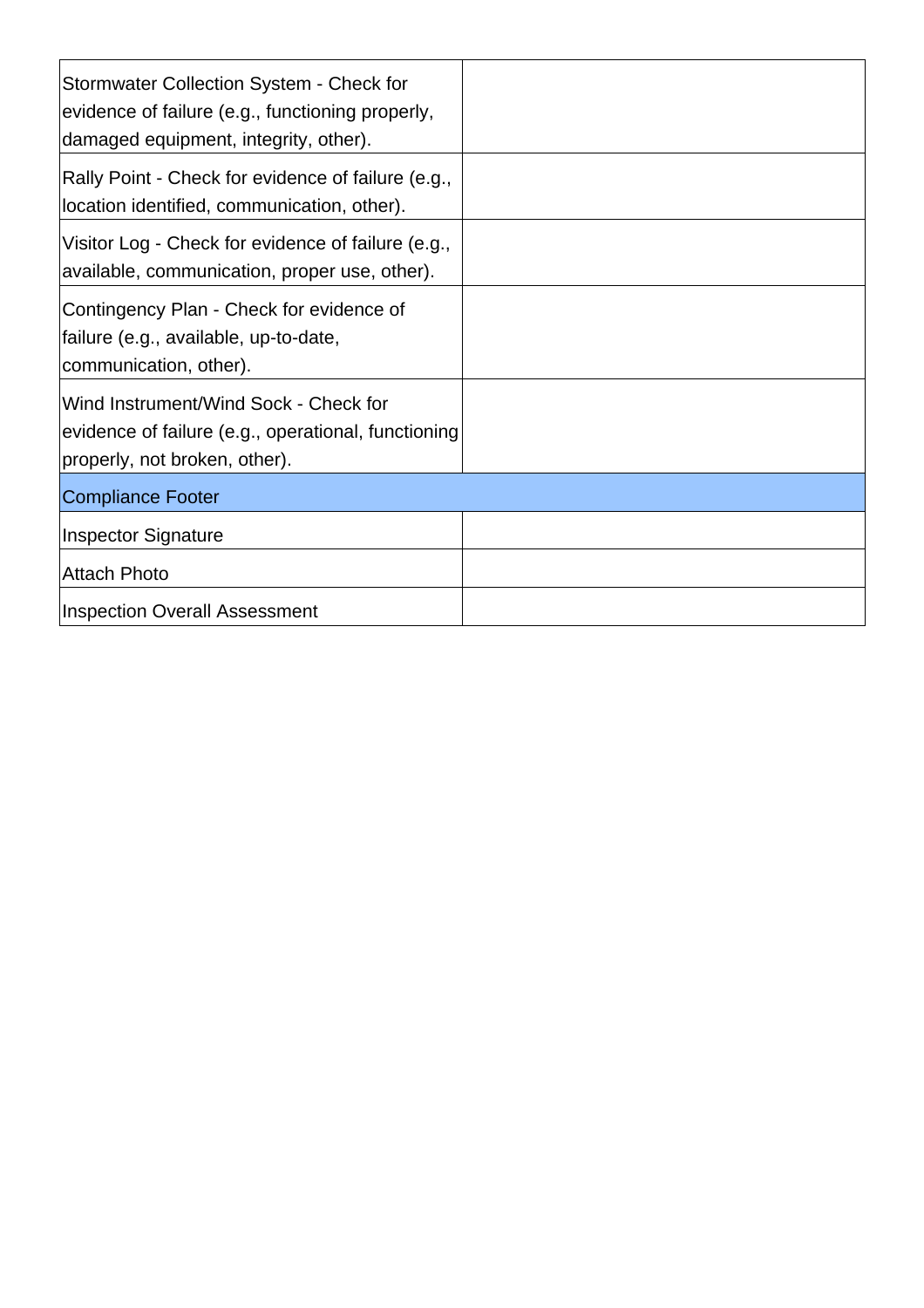| | |
|---|---|
| Stormwater Collection System - Check for evidence of failure (e.g., functioning properly, damaged equipment, integrity, other). | |
| Rally Point - Check for evidence of failure (e.g., location identified, communication, other). | |
| Visitor Log - Check for evidence of failure (e.g., available, communication, proper use, other). | |
| Contingency Plan - Check for evidence of failure (e.g., available, up-to-date, communication, other). | |
| Wind Instrument/Wind Sock - Check for evidence of failure (e.g., operational, functioning properly, not broken, other). | |
| **Compliance Footer** | |
| Inspector Signature | |
| Attach Photo | |
| Inspection Overall Assessment | |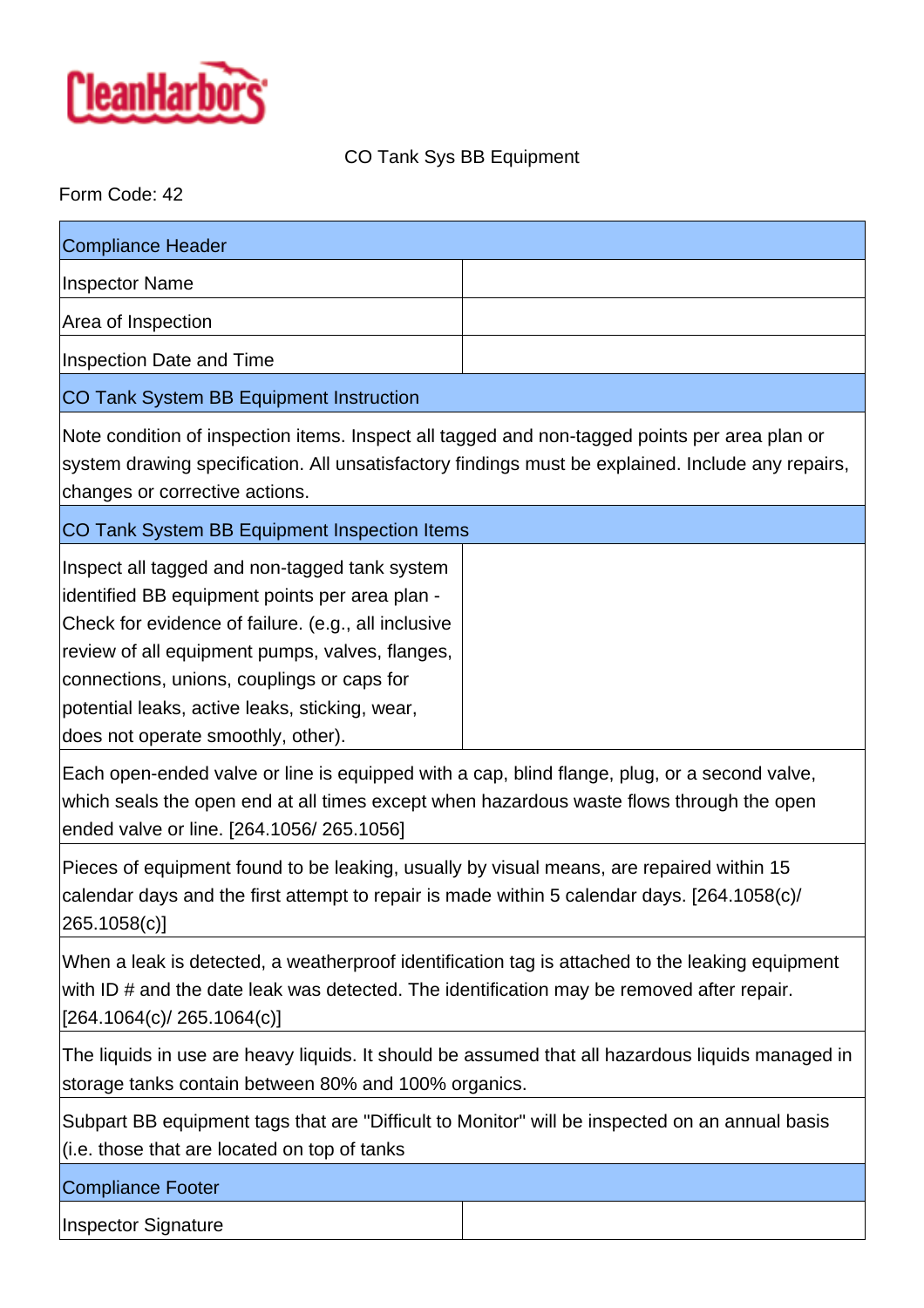CleanHarbors

CO Tank Sys BB Equipment

Form Code: 42

| Compliance Header | |
|---|---|
| Inspector Name | |
| Area of Inspection | |
| Inspection Date and Time | |
| **CO Tank System BB Equipment Instruction** | |
| Note condition of inspection items. Inspect all tagged and non-tagged points per area plan or system drawing specification. All unsatisfactory findings must be explained. Include any repairs, changes or corrective actions. | |
| **CO Tank System BB Equipment Inspection Items** | |
| Inspect all tagged and non-tagged tank system identified BB equipment points per area plan - Check for evidence of failure. (e.g., all inclusive review of all equipment pumps, valves, flanges, connections, unions, couplings or caps for potential leaks, active leaks, sticking, wear, does not operate smoothly, other). | |
| Each open-ended valve or line is equipped with a cap, blind flange, plug, or a second valve, which seals the open end at all times except when hazardous waste flows through the open ended valve or line. [264.1056/ 265.1056] | |
| Pieces of equipment found to be leaking, usually by visual means, are repaired within 15 calendar days and the first attempt to repair is made within 5 calendar days. [264.1058(c)/ 265.1058(c)] | |
| When a leak is detected, a weatherproof identification tag is attached to the leaking equipment with ID # and the date leak was detected. The identification may be removed after repair. [264.1064(c)/ 265.1064(c)] | |
| The liquids in use are heavy liquids. It should be assumed that all hazardous liquids managed in storage tanks contain between 80% and 100% organics. | |
| Subpart BB equipment tags that are "Difficult to Monitor" will be inspected on an annual basis (i.e. those that are located on top of tanks | |
| **Compliance Footer** | |
| Inspector Signature | |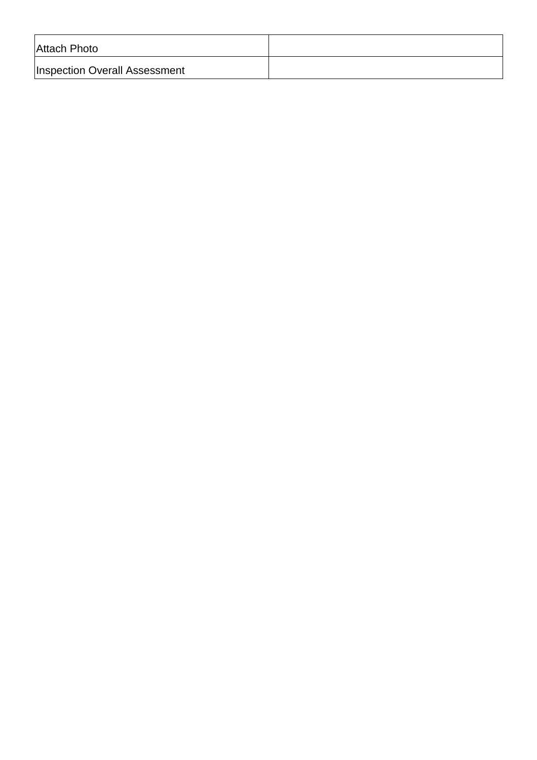| Attach Photo | |
|---|---|
| Inspection Overall Assessment | |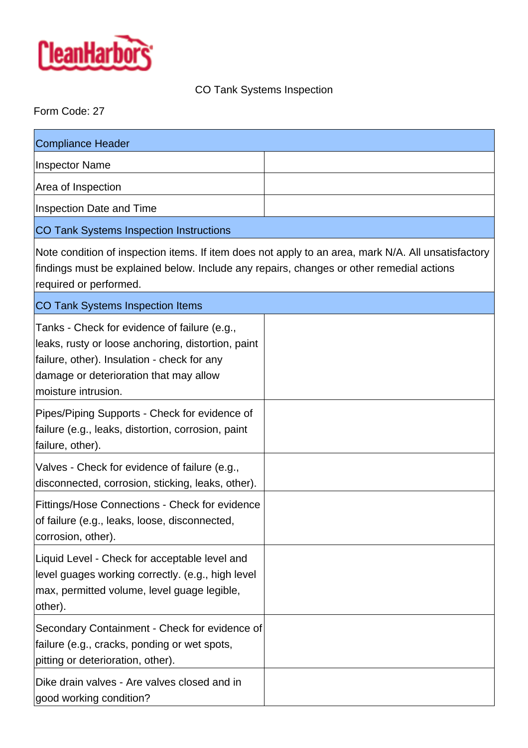CleanHarbors

CO Tank Systems Inspection

Form Code: 27

| Compliance Header | |
|---|---|
| Inspector Name | |
| Area of Inspection | |
| Inspection Date and Time | |
| **CO Tank Systems Inspection Instructions** | |
| Note condition of inspection items. If item does not apply to an area, mark N/A. All unsatisfactory findings must be explained below. Include any repairs, changes or other remedial actions required or performed. | |
| **CO Tank Systems Inspection Items** | |
| Tanks - Check for evidence of failure (e.g., leaks, rusty or loose anchoring, distortion, paint failure, other). Insulation - check for any damage or deterioration that may allow moisture intrusion. | |
| Pipes/Piping Supports - Check for evidence of failure (e.g., leaks, distortion, corrosion, paint failure, other). | |
| Valves - Check for evidence of failure (e.g., disconnected, corrosion, sticking, leaks, other). | |
| Fittings/Hose Connections - Check for evidence of failure (e.g., leaks, loose, disconnected, corrosion, other). | |
| Liquid Level - Check for acceptable level and level guages working correctly. (e.g., high level max, permitted volume, level guage legible, other). | |
| Secondary Containment - Check for evidence of failure (e.g., cracks, ponding or wet spots, pitting or deterioration, other). | |
| Dike drain valves - Are valves closed and in good working condition? | |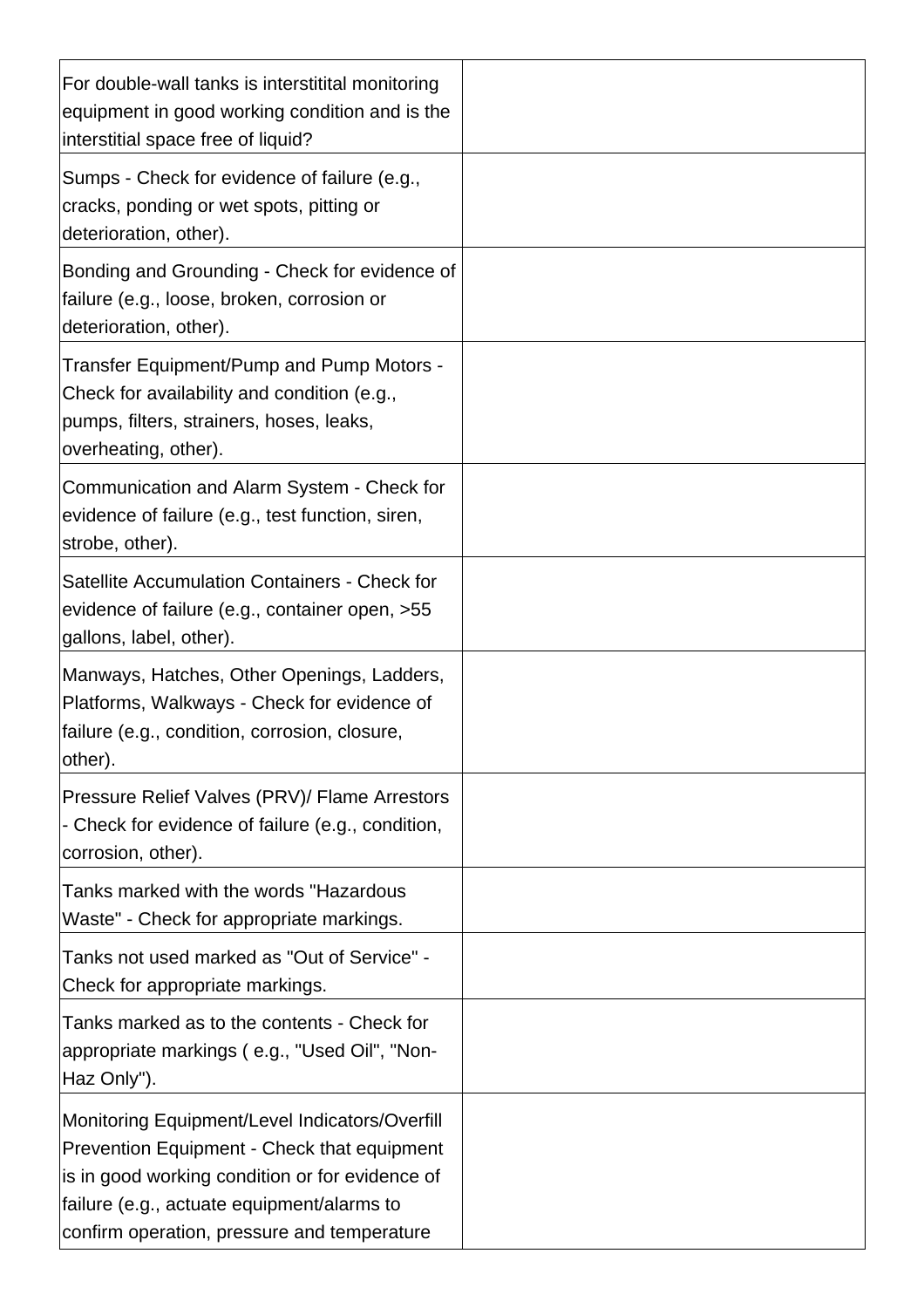| | |
|---|---|
| For double-wall tanks is interstitital monitoring equipment in good working condition and is the interstitial space free of liquid? | |
| Sumps - Check for evidence of failure (e.g., cracks, ponding or wet spots, pitting or deterioration, other). | |
| Bonding and Grounding - Check for evidence of failure (e.g., loose, broken, corrosion or deterioration, other). | |
| Transfer Equipment/Pump and Pump Motors - Check for availability and condition (e.g., pumps, filters, strainers, hoses, leaks, overheating, other). | |
| Communication and Alarm System - Check for evidence of failure (e.g., test function, siren, strobe, other). | |
| Satellite Accumulation Containers - Check for evidence of failure (e.g., container open, >55 gallons, label, other). | |
| Manways, Hatches, Other Openings, Ladders, Platforms, Walkways - Check for evidence of failure (e.g., condition, corrosion, closure, other). | |
| Pressure Relief Valves (PRV)/ Flame Arrestors - Check for evidence of failure (e.g., condition, corrosion, other). | |
| Tanks marked with the words "Hazardous Waste" - Check for appropriate markings. | |
| Tanks not used marked as "Out of Service" - Check for appropriate markings. | |
| Tanks marked as to the contents - Check for appropriate markings ( e.g., "Used Oil", "Non-Haz Only"). | |
| Monitoring Equipment/Level Indicators/Overfill Prevention Equipment - Check that equipment is in good working condition or for evidence of failure (e.g., actuate equipment/alarms to confirm operation, pressure and temperature | |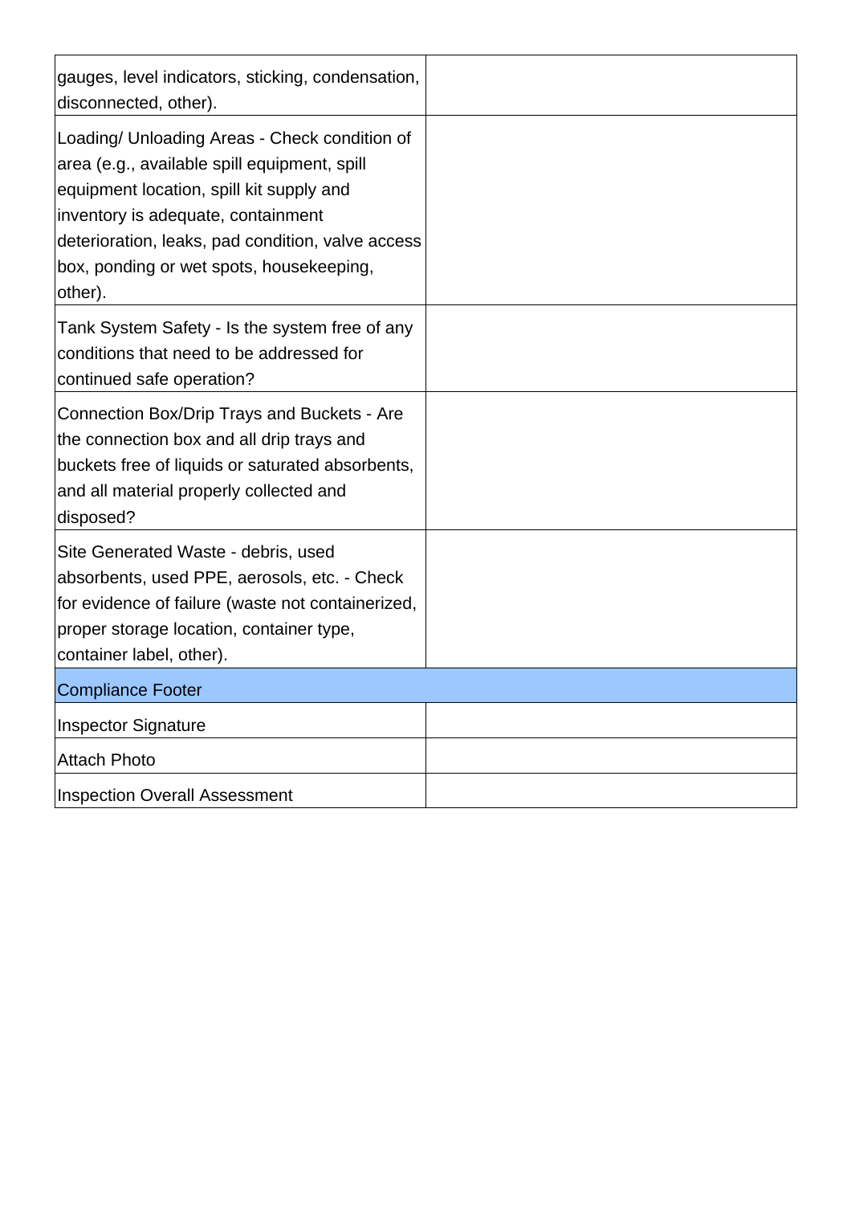| | |
|---|---|
| gauges, level indicators, sticking, condensation, disconnected, other). | |
| Loading/ Unloading Areas - Check condition of area (e.g., available spill equipment, spill equipment location, spill kit supply and inventory is adequate, containment deterioration, leaks, pad condition, valve access box, ponding or wet spots, housekeeping, other). | |
| Tank System Safety - Is the system free of any conditions that need to be addressed for continued safe operation? | |
| Connection Box/Drip Trays and Buckets - Are the connection box and all drip trays and buckets free of liquids or saturated absorbents, and all material properly collected and disposed? | |
| Site Generated Waste - debris, used absorbents, used PPE, aerosols, etc. - Check for evidence of failure (waste not containerized, proper storage location, container type, container label, other). | |
| Compliance Footer | |
| Inspector Signature | |
| Attach Photo | |
| Inspection Overall Assessment | |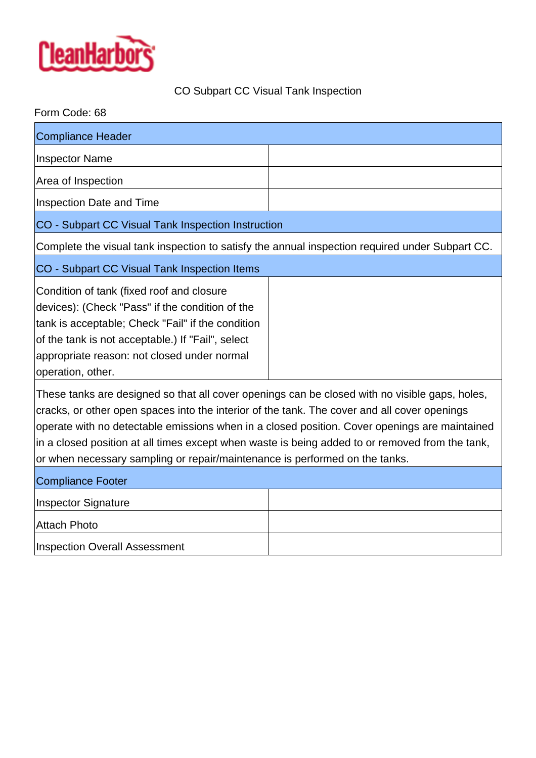CleanHarbors

CO Subpart CC Visual Tank Inspection

Form Code: 68

| | |
|---|---|
| Compliance Header | |
| Inspector Name | |
| Area of Inspection | |
| Inspection Date and Time | |
| CO - Subpart CC Visual Tank Inspection Instruction | |
| Complete the visual tank inspection to satisfy the annual inspection required under Subpart CC. | |
| CO - Subpart CC Visual Tank Inspection Items | |
| Condition of tank (fixed roof and closure devices): (Check "Pass" if the condition of the tank is acceptable; Check "Fail" if the condition of the tank is not acceptable.) If "Fail", select appropriate reason: not closed under normal operation, other. | |
| These tanks are designed so that all cover openings can be closed with no visible gaps, holes, cracks, or other open spaces into the interior of the tank. The cover and all cover openings operate with no detectable emissions when in a closed position. Cover openings are maintained in a closed position at all times except when waste is being added to or removed from the tank, or when necessary sampling or repair/maintenance is performed on the tanks. | |
| Compliance Footer | |
| Inspector Signature | |
| Attach Photo | |
| Inspection Overall Assessment | |